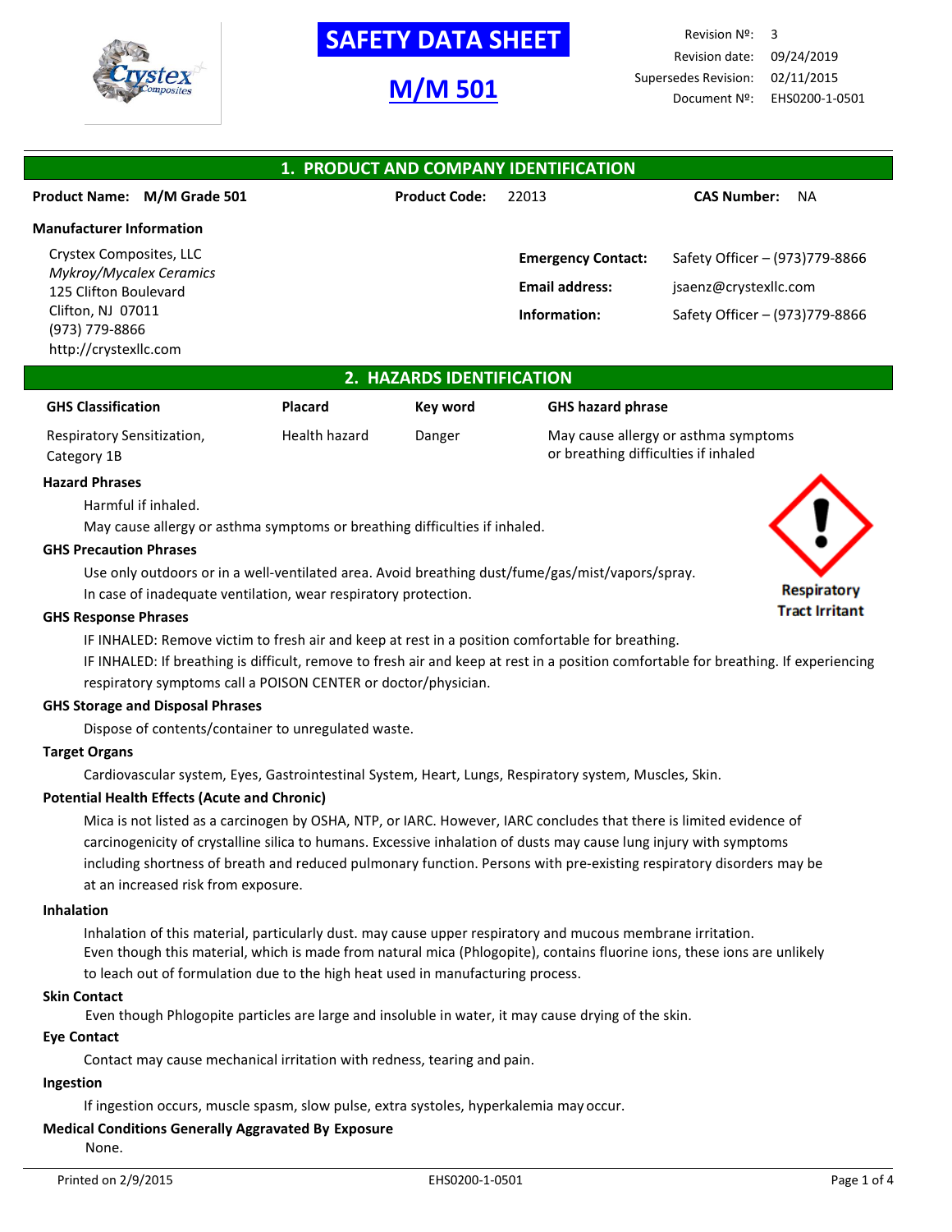# SAFETY DATA SHEET

# M/M 501

Revision Nº: 3
Revision date: 09/24/2019
Supersedes Revision: 02/11/2015
Document Nº: EHS0200-1-0501

## 1. PRODUCT AND COMPANY IDENTIFICATION

**Product Name:** **M/M Grade 501** **Product Code:** 22013 **CAS Number:** NA

**Manufacturer Information**

Crystex Composites, LLC
*Mykroy/Mycalex Ceramics*
125 Clifton Boulevard
Clifton, NJ 07011
(973) 779-8866
http://crystexllc.com

**Emergency Contact:** Safety Officer – (973)779-8866
**Email address:** jsaenz@crystexllc.com
**Information:** Safety Officer – (973)779-8866

## 2. HAZARDS IDENTIFICATION

| GHS Classification | Placard | Key word | GHS hazard phrase |
|---|---|---|---|
| Respiratory Sensitization, Category 1B | Health hazard | Danger | May cause allergy or asthma symptoms or breathing difficulties if inhaled |

**Hazard Phrases**

Harmful if inhaled.
May cause allergy or asthma symptoms or breathing difficulties if inhaled.

Respiratory Tract Irritant

**GHS Precaution Phrases**

Use only outdoors or in a well-ventilated area. Avoid breathing dust/fume/gas/mist/vapors/spray.
In case of inadequate ventilation, wear respiratory protection.

**GHS Response Phrases**

IF INHALED: Remove victim to fresh air and keep at rest in a position comfortable for breathing.
IF INHALED: If breathing is difficult, remove to fresh air and keep at rest in a position comfortable for breathing. If experiencing respiratory symptoms call a POISON CENTER or doctor/physician.

**GHS Storage and Disposal Phrases**

Dispose of contents/container to unregulated waste.

**Target Organs**

Cardiovascular system, Eyes, Gastrointestinal System, Heart, Lungs, Respiratory system, Muscles, Skin.

**Potential Health Effects (Acute and Chronic)**

Mica is not listed as a carcinogen by OSHA, NTP, or IARC. However, IARC concludes that there is limited evidence of carcinogenicity of crystalline silica to humans. Excessive inhalation of dusts may cause lung injury with symptoms including shortness of breath and reduced pulmonary function. Persons with pre-existing respiratory disorders may be at an increased risk from exposure.

**Inhalation**

Inhalation of this material, particularly dust. may cause upper respiratory and mucous membrane irritation.
Even though this material, which is made from natural mica (Phlogopite), contains fluorine ions, these ions are unlikely to leach out of formulation due to the high heat used in manufacturing process.

**Skin Contact**

Even though Phlogopite particles are large and insoluble in water, it may cause drying of the skin.

**Eye Contact**

Contact may cause mechanical irritation with redness, tearing and pain.

**Ingestion**

If ingestion occurs, muscle spasm, slow pulse, extra systoles, hyperkalemia may occur.

**Medical Conditions Generally Aggravated By Exposure**

None.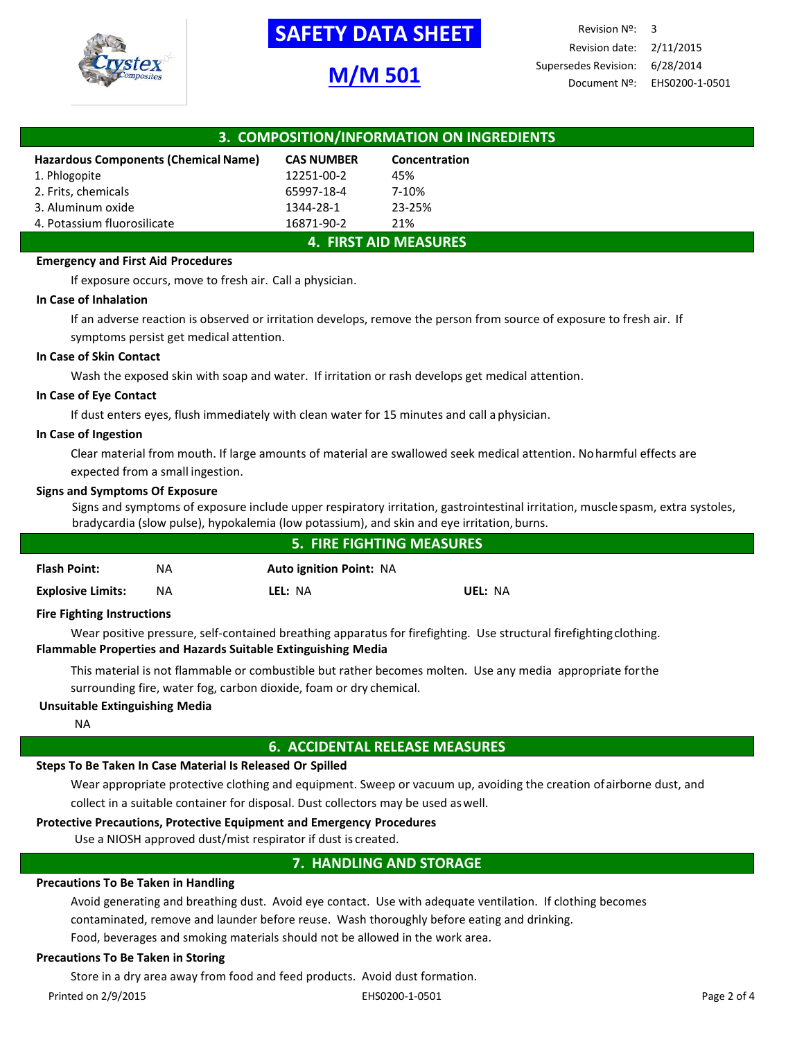## 3. COMPOSITION/INFORMATION ON INGREDIENTS

| Hazardous Components (Chemical Name) | CAS NUMBER | Concentration |
|---|---|---|
| 1. Phlogopite | 12251-00-2 | 45% |
| 2. Frits, chemicals | 65997-18-4 | 7-10% |
| 3. Aluminum oxide | 1344-28-1 | 23-25% |
| 4. Potassium fluorosilicate | 16871-90-2 | 21% |

## 4. FIRST AID MEASURES

**Emergency and First Aid Procedures**

If exposure occurs, move to fresh air. Call a physician.

**In Case of Inhalation**

If an adverse reaction is observed or irritation develops, remove the person from source of exposure to fresh air. If symptoms persist get medical attention.

**In Case of Skin Contact**

Wash the exposed skin with soap and water. If irritation or rash develops get medical attention.

**In Case of Eye Contact**

If dust enters eyes, flush immediately with clean water for 15 minutes and call a physician.

**In Case of Ingestion**

Clear material from mouth. If large amounts of material are swallowed seek medical attention. No harmful effects are expected from a small ingestion.

**Signs and Symptoms Of Exposure**

Signs and symptoms of exposure include upper respiratory irritation, gastrointestinal irritation, muscle spasm, extra systoles, bradycardia (slow pulse), hypokalemia (low potassium), and skin and eye irritation, burns.

## 5. FIRE FIGHTING MEASURES

| | | | |
|---|---|---|---|
| **Flash Point:** NA | **Auto ignition Point:** NA | | |
| **Explosive Limits:** NA | **LEL:** NA | **UEL:** NA | |

**Fire Fighting Instructions**

Wear positive pressure, self-contained breathing apparatus for firefighting. Use structural firefighting clothing.

**Flammable Properties and Hazards Suitable Extinguishing Media**

This material is not flammable or combustible but rather becomes molten. Use any media appropriate for the surrounding fire, water fog, carbon dioxide, foam or dry chemical.

**Unsuitable Extinguishing Media**

NA

## 6. ACCIDENTAL RELEASE MEASURES

**Steps To Be Taken In Case Material Is Released Or Spilled**

Wear appropriate protective clothing and equipment. Sweep or vacuum up, avoiding the creation of airborne dust, and collect in a suitable container for disposal. Dust collectors may be used as well.

**Protective Precautions, Protective Equipment and Emergency Procedures**

Use a NIOSH approved dust/mist respirator if dust is created.

## 7. HANDLING AND STORAGE

**Precautions To Be Taken in Handling**

Avoid generating and breathing dust. Avoid eye contact. Use with adequate ventilation. If clothing becomes contaminated, remove and launder before reuse. Wash thoroughly before eating and drinking.
Food, beverages and smoking materials should not be allowed in the work area.

**Precautions To Be Taken in Storing**

Store in a dry area away from food and feed products. Avoid dust formation.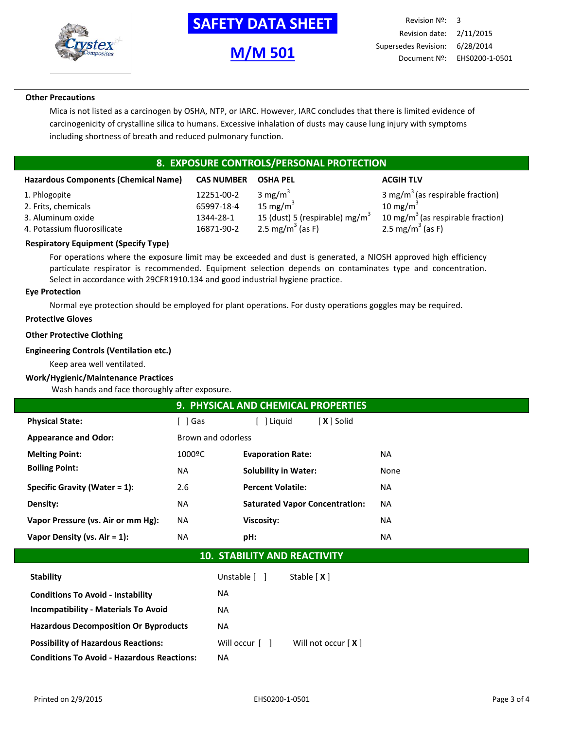**Other Precautions**

Mica is not listed as a carcinogen by OSHA, NTP, or IARC. However, IARC concludes that there is limited evidence of carcinogenicity of crystalline silica to humans. Excessive inhalation of dusts may cause lung injury with symptoms including shortness of breath and reduced pulmonary function.

## 8. EXPOSURE CONTROLS/PERSONAL PROTECTION

| Hazardous Components (Chemical Name) | CAS NUMBER | OSHA PEL | ACGIH TLV |
|---|---|---|---|
| 1. Phlogopite | 12251-00-2 | 3 $mg/m^3$ | 3 $mg/m^3$ (as respirable fraction) |
| 2. Frits, chemicals | 65997-18-4 | 15 $mg/m^3$ | 10 $mg/m^3$ |
| 3. Aluminum oxide | 1344-28-1 | 15 (dust) 5 (respirable) $mg/m^3$ | 10 $mg/m^3$ (as respirable fraction) |
| 4. Potassium fluorosilicate | 16871-90-2 | 2.5 $mg/m^3$ (as F) | 2.5 $mg/m^3$ (as F) |

**Respiratory Equipment (Specify Type)**

For operations where the exposure limit may be exceeded and dust is generated, a NIOSH approved high efficiency particulate respirator is recommended. Equipment selection depends on contaminates type and concentration. Select in accordance with 29CFR1910.134 and good industrial hygiene practice.

**Eye Protection**

Normal eye protection should be employed for plant operations. For dusty operations goggles may be required.

**Protective Gloves**

**Other Protective Clothing**

**Engineering Controls (Ventilation etc.)**

Keep area well ventilated.

**Work/Hygienic/Maintenance Practices**

Wash hands and face thoroughly after exposure.

## 9. PHYSICAL AND CHEMICAL PROPERTIES

| | | | |
|---|---|---|---|
| **Physical State:** | [ ] Gas | [ ] Liquid | [ X ] Solid |
| **Appearance and Odor:** | Brown and odorless | | |
| **Melting Point:** | 1000ºC | **Evaporation Rate:** | NA |
| **Boiling Point:** | NA | **Solubility in Water:** | None |
| **Specific Gravity (Water = 1):** | 2.6 | **Percent Volatile:** | NA |
| **Density:** | NA | **Saturated Vapor Concentration:** | NA |
| **Vapor Pressure (vs. Air or mm Hg):** | NA | **Viscosity:** | NA |
| **Vapor Density (vs. Air = 1):** | NA | **pH:** | NA |

## 10. STABILITY AND REACTIVITY

| | | |
|---|---|---|
| **Stability** | Unstable [ ] | Stable [ X ] |
| **Conditions To Avoid - Instability** | NA | |
| **Incompatibility - Materials To Avoid** | NA | |
| **Hazardous Decomposition Or Byproducts** | NA | |
| **Possibility of Hazardous Reactions:** | Will occur [ ] | Will not occur [ X ] |
| **Conditions To Avoid - Hazardous Reactions:** | NA | |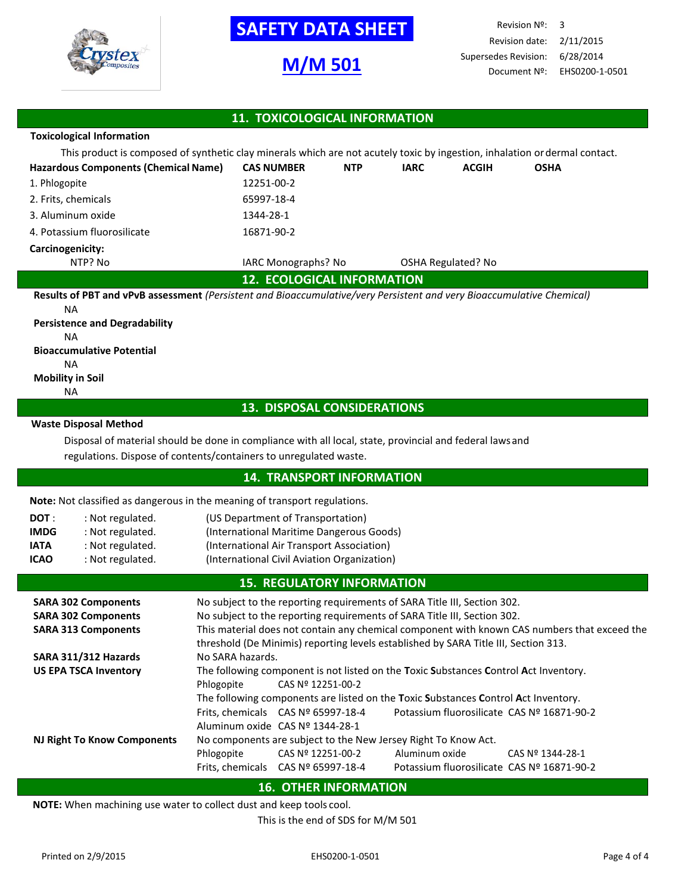# SAFETY DATA SHEET

# M/M 501

Revision Nº: 3
Revision date: 2/11/2015
Supersedes Revision: 6/28/2014
Document Nº: EHS0200-1-0501

## 11. TOXICOLOGICAL INFORMATION

**Toxicological Information**

This product is composed of synthetic clay minerals which are not acutely toxic by ingestion, inhalation or dermal contact.

| Hazardous Components (Chemical Name) | CAS NUMBER | NTP | IARC | ACGIH | OSHA |
|---|---|---|---|---|---|
| 1. Phlogopite | 12251-00-2 | | | | |
| 2. Frits, chemicals | 65997-18-4 | | | | |
| 3. Aluminum oxide | 1344-28-1 | | | | |
| 4. Potassium fluorosilicate | 16871-90-2 | | | | |

**Carcinogenicity:**

NTP? No    IARC Monographs? No    OSHA Regulated? No

## 12. ECOLOGICAL INFORMATION

**Results of PBT and vPvB assessment** *(Persistent and Bioaccumulative/very Persistent and very Bioaccumulative Chemical)*

NA

**Persistence and Degradability**

NA

**Bioaccumulative Potential**

NA

**Mobility in Soil**

NA

## 13. DISPOSAL CONSIDERATIONS

**Waste Disposal Method**

Disposal of material should be done in compliance with all local, state, provincial and federal laws and regulations. Dispose of contents/containers to unregulated waste.

## 14. TRANSPORT INFORMATION

**Note:** Not classified as dangerous in the meaning of transport regulations.

| | | |
|---|---|---|
| **DOT** : | : Not regulated. | (US Department of Transportation) |
| **IMDG** | : Not regulated. | (International Maritime Dangerous Goods) |
| **IATA** | : Not regulated. | (International Air Transport Association) |
| **ICAO** | : Not regulated. | (International Civil Aviation Organization) |

## 15. REGULATORY INFORMATION

**SARA 302 Components** No subject to the reporting requirements of SARA Title III, Section 302.

**SARA 302 Components** No subject to the reporting requirements of SARA Title III, Section 302.

**SARA 313 Components** This material does not contain any chemical component with known CAS numbers that exceed the threshold (De Minimis) reporting levels established by SARA Title III, Section 313.

**SARA 311/312 Hazards** No SARA hazards.

**US EPA TSCA Inventory** The following component is not listed on the **T**oxic **S**ubstances **C**ontrol **A**ct Inventory.

Phlogopite CAS Nº 12251-00-2

The following components are listed on the **T**oxic **S**ubstances **C**ontrol **A**ct Inventory.

Frits, chemicals CAS Nº 65997-18-4    Potassium fluorosilicate CAS Nº 16871-90-2
Aluminum oxide CAS Nº 1344-28-1

**NJ Right To Know Components** No components are subject to the New Jersey Right To Know Act.

Phlogopite CAS Nº 12251-00-2    Aluminum oxide CAS Nº 1344-28-1
Frits, chemicals CAS Nº 65997-18-4    Potassium fluorosilicate CAS Nº 16871-90-2

## 16. OTHER INFORMATION

**NOTE:** When machining use water to collect dust and keep tools cool.

This is the end of SDS for M/M 501

Printed on 2/9/2015